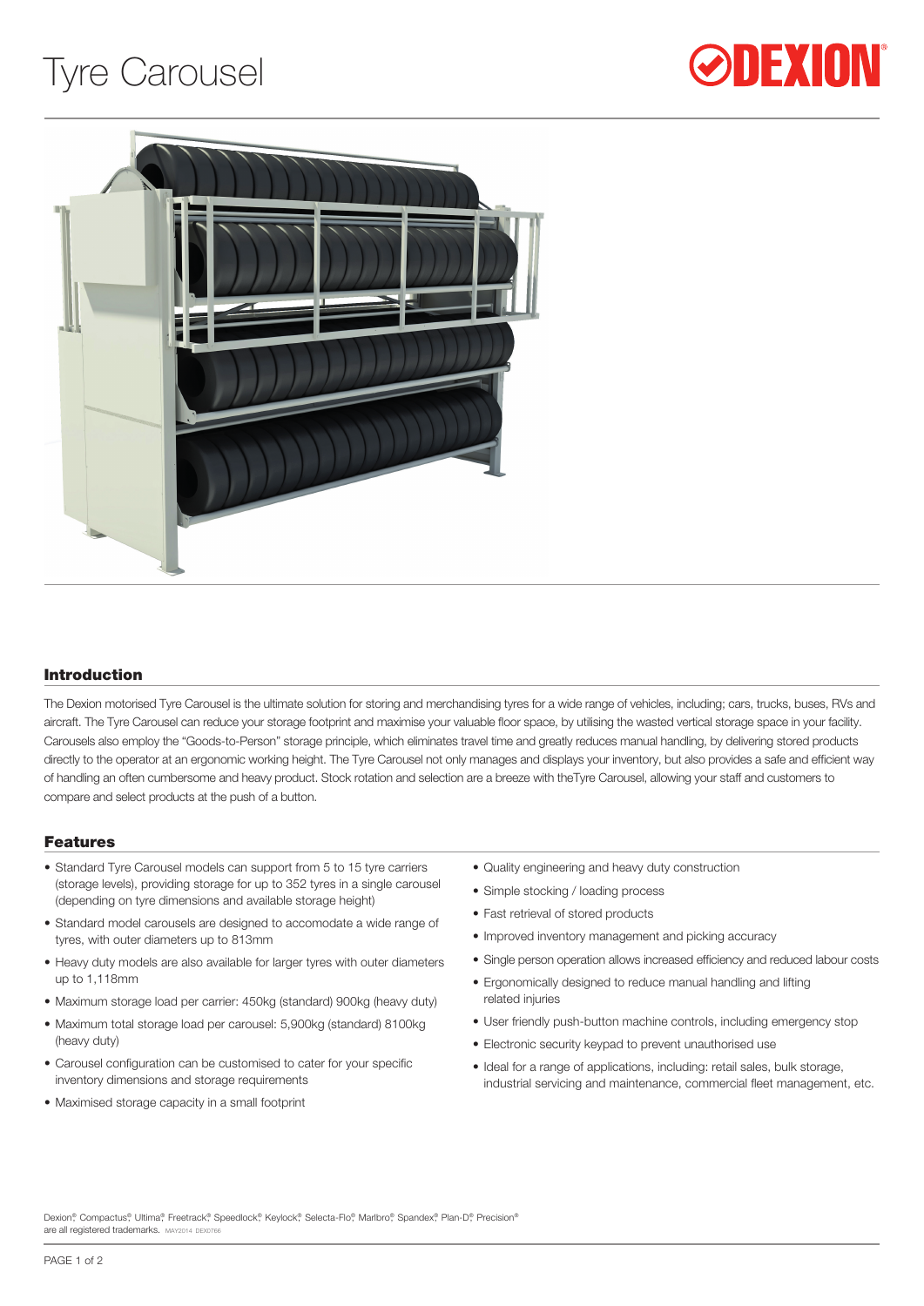# Tyre Carousel

## Introduction

The Dexion motorised Tyre Carousel is the ultimate solution for storing and merchandising tyres for a wide range of vehicles, including; cars, trucks, buses, RVs and aircraft. The Tyre Carousel can reduce your storage footprint and maximise your valuable floor space, by utilising the wasted vertical storage space in your facility. Carousels also employ the "Goods-to-Person" storage principle, which eliminates travel time and greatly reduces manual handling, by delivering stored products directly to the operator at an ergonomic working height. The Tyre Carousel not only manages and displays your inventory, but also provides a safe and efficient way of handling an often cumbersome and heavy product. Stock rotation and selection are a breeze with theTyre Carousel, allowing your staff and customers to compare and select products at the push of a button.

## Features

- Standard Tyre Carousel models can support from 5 to 15 tyre carriers (storage levels), providing storage for up to 352 tyres in a single carousel (depending on tyre dimensions and available storage height)
- Standard model carousels are designed to accomodate a wide range of tyres, with outer diameters up to 813mm
- Heavy duty models are also available for larger tyres with outer diameters up to 1,118mm
- Maximum storage load per carrier: 450kg (standard) 900kg (heavy duty)
- Maximum total storage load per carousel: 5,900kg (standard) 8100kg (heavy duty)
- Carousel configuration can be customised to cater for your specific inventory dimensions and storage requirements
- Maximised storage capacity in a small footprint
- Quality engineering and heavy duty construction
- Simple stocking / loading process
- Fast retrieval of stored products
- Improved inventory management and picking accuracy
- Single person operation allows increased efficiency and reduced labour costs
- Ergonomically designed to reduce manual handling and lifting related injuries
- User friendly push-button machine controls, including emergency stop
- Electronic security keypad to prevent unauthorised use
- Ideal for a range of applications, including: retail sales, bulk storage, industrial servicing and maintenance, commercial fleet management, etc.

Dexion®, Compactus®, Ultima®, Freetrack®, Speedlock®, Keylock®, Selecta-Flo®, Marlbro®, Spandex®, Plan-D®, Precision® are all registered trademarks. MAY2014 DEX0766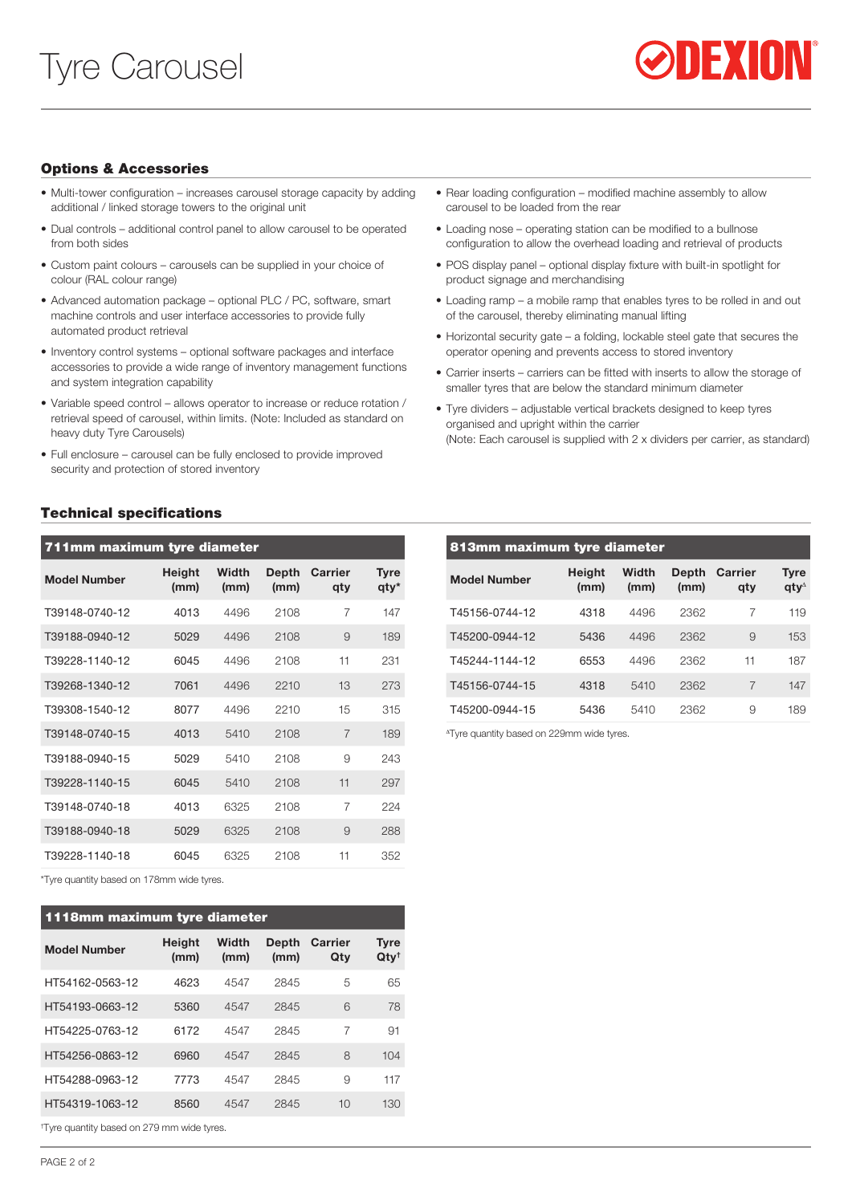# Tyre Carousel

DEXION

## Options & Accessories

- Multi-tower configuration – increases carousel storage capacity by adding additional / linked storage towers to the original unit
- Dual controls – additional control panel to allow carousel to be operated from both sides
- Custom paint colours – carousels can be supplied in your choice of colour (RAL colour range)
- Advanced automation package – optional PLC / PC, software, smart machine controls and user interface accessories to provide fully automated product retrieval
- Inventory control systems – optional software packages and interface accessories to provide a wide range of inventory management functions and system integration capability
- Variable speed control – allows operator to increase or reduce rotation / retrieval speed of carousel, within limits. (Note: Included as standard on heavy duty Tyre Carousels)
- Full enclosure – carousel can be fully enclosed to provide improved security and protection of stored inventory
- Rear loading configuration – modified machine assembly to allow carousel to be loaded from the rear
- Loading nose – operating station can be modified to a bullnose configuration to allow the overhead loading and retrieval of products
- POS display panel – optional display fixture with built-in spotlight for product signage and merchandising
- Loading ramp – a mobile ramp that enables tyres to be rolled in and out of the carousel, thereby eliminating manual lifting
- Horizontal security gate – a folding, lockable steel gate that secures the operator opening and prevents access to stored inventory
- Carrier inserts – carriers can be fitted with inserts to allow the storage of smaller tyres that are below the standard minimum diameter
- Tyre dividers – adjustable vertical brackets designed to keep tyres organised and upright within the carrier
  (Note: Each carousel is supplied with 2 x dividers per carrier, as standard)

## Technical specifications

### 711mm maximum tyre diameter

| Model Number | Height (mm) | Width (mm) | Depth (mm) | Carrier qty | Tyre qty* |
|---|---|---|---|---|---|
| T39148-0740-12 | 4013 | 4496 | 2108 | 7 | 147 |
| T39188-0940-12 | 5029 | 4496 | 2108 | 9 | 189 |
| T39228-1140-12 | 6045 | 4496 | 2108 | 11 | 231 |
| T39268-1340-12 | 7061 | 4496 | 2210 | 13 | 273 |
| T39308-1540-12 | 8077 | 4496 | 2210 | 15 | 315 |
| T39148-0740-15 | 4013 | 5410 | 2108 | 7 | 189 |
| T39188-0940-15 | 5029 | 5410 | 2108 | 9 | 243 |
| T39228-1140-15 | 6045 | 5410 | 2108 | 11 | 297 |
| T39148-0740-18 | 4013 | 6325 | 2108 | 7 | 224 |
| T39188-0940-18 | 5029 | 6325 | 2108 | 9 | 288 |
| T39228-1140-18 | 6045 | 6325 | 2108 | 11 | 352 |

*Tyre quantity based on 178mm wide tyres.

### 1118mm maximum tyre diameter

| Model Number | Height (mm) | Width (mm) | Depth (mm) | Carrier Qty | Tyre Qty† |
|---|---|---|---|---|---|
| HT54162-0563-12 | 4623 | 4547 | 2845 | 5 | 65 |
| HT54193-0663-12 | 5360 | 4547 | 2845 | 6 | 78 |
| HT54225-0763-12 | 6172 | 4547 | 2845 | 7 | 91 |
| HT54256-0863-12 | 6960 | 4547 | 2845 | 8 | 104 |
| HT54288-0963-12 | 7773 | 4547 | 2845 | 9 | 117 |
| HT54319-1063-12 | 8560 | 4547 | 2845 | 10 | 130 |

†Tyre quantity based on 279 mm wide tyres.

### 813mm maximum tyre diameter

| Model Number | Height (mm) | Width (mm) | Depth (mm) | Carrier qty | Tyre qty^Δ |
|---|---|---|---|---|---|
| T45156-0744-12 | 4318 | 4496 | 2362 | 7 | 119 |
| T45200-0944-12 | 5436 | 4496 | 2362 | 9 | 153 |
| T45244-1144-12 | 6553 | 4496 | 2362 | 11 | 187 |
| T45156-0744-15 | 4318 | 5410 | 2362 | 7 | 147 |
| T45200-0944-15 | 5436 | 5410 | 2362 | 9 | 189 |

ΔTyre quantity based on 229mm wide tyres.